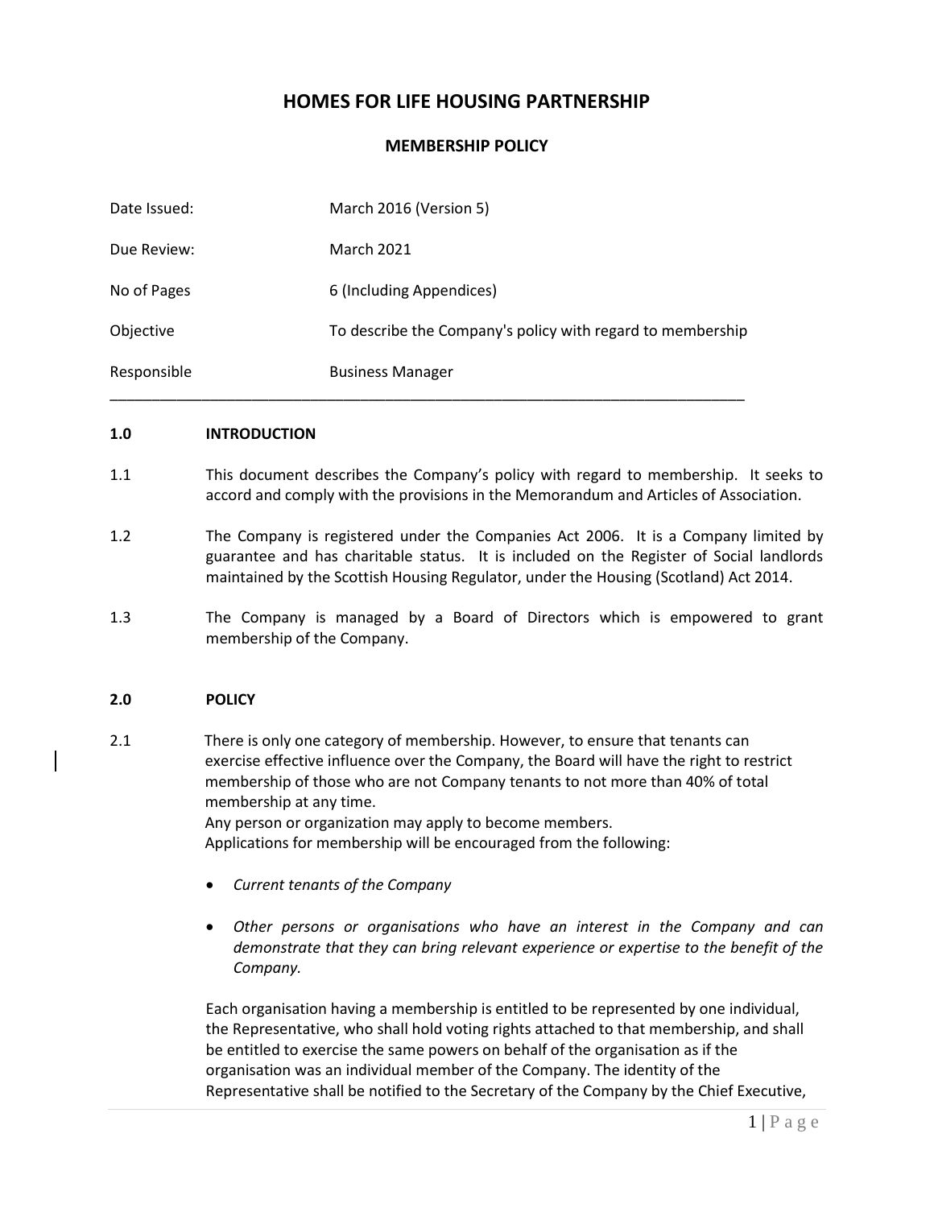# HOMES FOR LIFE HOUSING PARTNERSHIP

## MEMBERSHIP POLICY

| | |
|---|---|
| Date Issued: | March 2016 (Version 5) |
| Due Review: | March 2021 |
| No of Pages | 6 (Including Appendices) |
| Objective | To describe the Company's policy with regard to membership |
| Responsible | Business Manager |

---

### 1.0 INTRODUCTION

1.1 This document describes the Company's policy with regard to membership. It seeks to accord and comply with the provisions in the Memorandum and Articles of Association.

1.2 The Company is registered under the Companies Act 2006. It is a Company limited by guarantee and has charitable status. It is included on the Register of Social landlords maintained by the Scottish Housing Regulator, under the Housing (Scotland) Act 2014.

1.3 The Company is managed by a Board of Directors which is empowered to grant membership of the Company.

### 2.0 POLICY

2.1 There is only one category of membership. However, to ensure that tenants can exercise effective influence over the Company, the Board will have the right to restrict membership of those who are not Company tenants to not more than 40% of total membership at any time.
Any person or organization may apply to become members.
Applications for membership will be encouraged from the following:

- *Current tenants of the Company*
- *Other persons or organisations who have an interest in the Company and can demonstrate that they can bring relevant experience or expertise to the benefit of the Company.*

Each organisation having a membership is entitled to be represented by one individual, the Representative, who shall hold voting rights attached to that membership, and shall be entitled to exercise the same powers on behalf of the organisation as if the organisation was an individual member of the Company. The identity of the Representative shall be notified to the Secretary of the Company by the Chief Executive,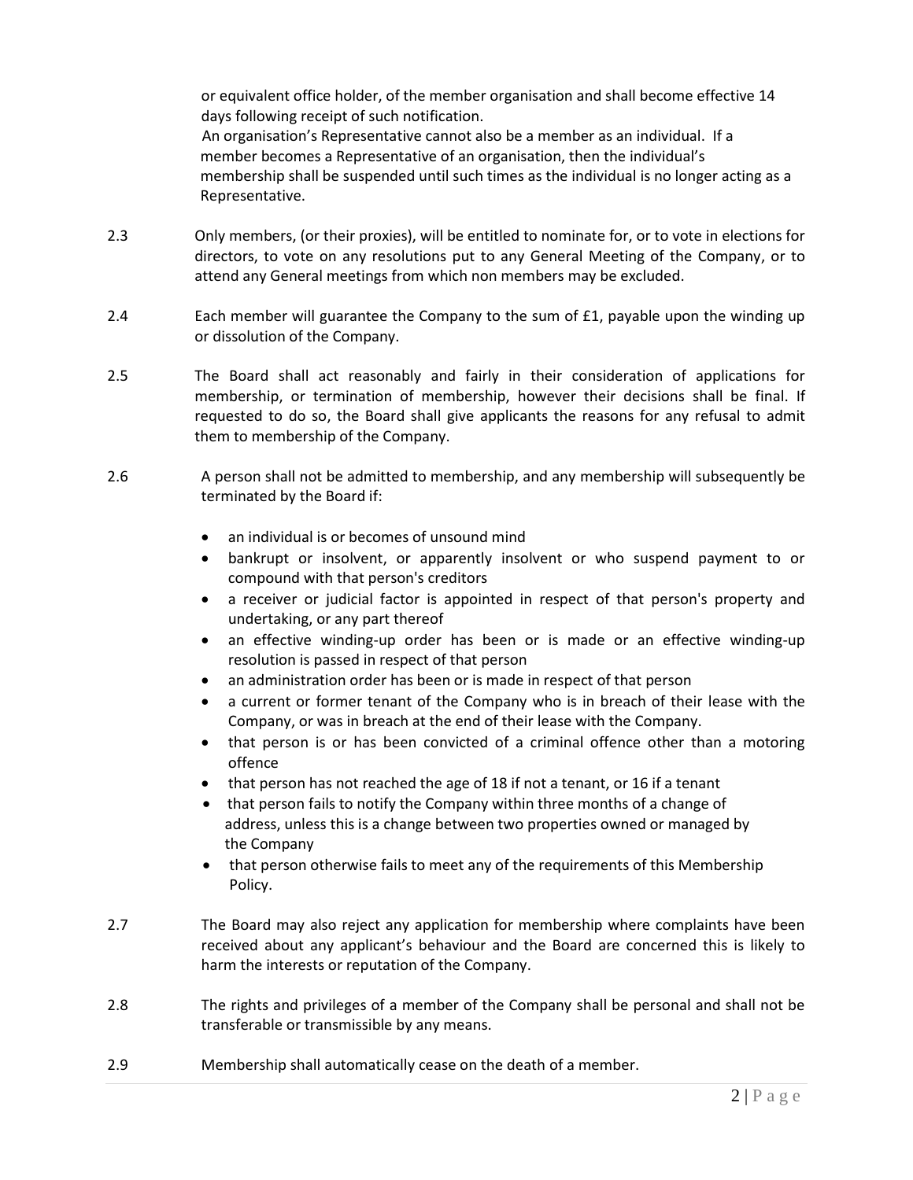or equivalent office holder, of the member organisation and shall become effective 14 days following receipt of such notification.

An organisation's Representative cannot also be a member as an individual. If a member becomes a Representative of an organisation, then the individual's membership shall be suspended until such times as the individual is no longer acting as a Representative.

2.3 Only members, (or their proxies), will be entitled to nominate for, or to vote in elections for directors, to vote on any resolutions put to any General Meeting of the Company, or to attend any General meetings from which non members may be excluded.

2.4 Each member will guarantee the Company to the sum of £1, payable upon the winding up or dissolution of the Company.

2.5 The Board shall act reasonably and fairly in their consideration of applications for membership, or termination of membership, however their decisions shall be final. If requested to do so, the Board shall give applicants the reasons for any refusal to admit them to membership of the Company.

2.6 A person shall not be admitted to membership, and any membership will subsequently be terminated by the Board if:

- an individual is or becomes of unsound mind
- bankrupt or insolvent, or apparently insolvent or who suspend payment to or compound with that person's creditors
- a receiver or judicial factor is appointed in respect of that person's property and undertaking, or any part thereof
- an effective winding-up order has been or is made or an effective winding-up resolution is passed in respect of that person
- an administration order has been or is made in respect of that person
- a current or former tenant of the Company who is in breach of their lease with the Company, or was in breach at the end of their lease with the Company.
- that person is or has been convicted of a criminal offence other than a motoring offence
- that person has not reached the age of 18 if not a tenant, or 16 if a tenant
- that person fails to notify the Company within three months of a change of address, unless this is a change between two properties owned or managed by the Company
- that person otherwise fails to meet any of the requirements of this Membership Policy.

2.7 The Board may also reject any application for membership where complaints have been received about any applicant's behaviour and the Board are concerned this is likely to harm the interests or reputation of the Company.

2.8 The rights and privileges of a member of the Company shall be personal and shall not be transferable or transmissible by any means.

2.9 Membership shall automatically cease on the death of a member.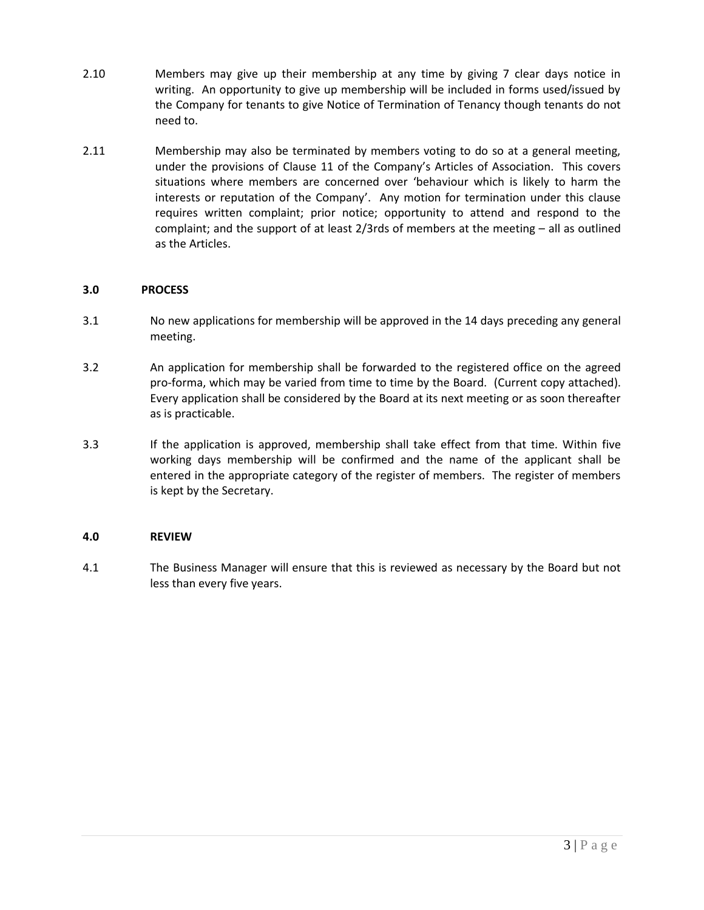2.10 Members may give up their membership at any time by giving 7 clear days notice in writing. An opportunity to give up membership will be included in forms used/issued by the Company for tenants to give Notice of Termination of Tenancy though tenants do not need to.

2.11 Membership may also be terminated by members voting to do so at a general meeting, under the provisions of Clause 11 of the Company's Articles of Association. This covers situations where members are concerned over 'behaviour which is likely to harm the interests or reputation of the Company'. Any motion for termination under this clause requires written complaint; prior notice; opportunity to attend and respond to the complaint; and the support of at least 2/3rds of members at the meeting – all as outlined as the Articles.

**3.0 PROCESS**

3.1 No new applications for membership will be approved in the 14 days preceding any general meeting.

3.2 An application for membership shall be forwarded to the registered office on the agreed pro-forma, which may be varied from time to time by the Board. (Current copy attached). Every application shall be considered by the Board at its next meeting or as soon thereafter as is practicable.

3.3 If the application is approved, membership shall take effect from that time. Within five working days membership will be confirmed and the name of the applicant shall be entered in the appropriate category of the register of members. The register of members is kept by the Secretary.

**4.0 REVIEW**

4.1 The Business Manager will ensure that this is reviewed as necessary by the Board but not less than every five years.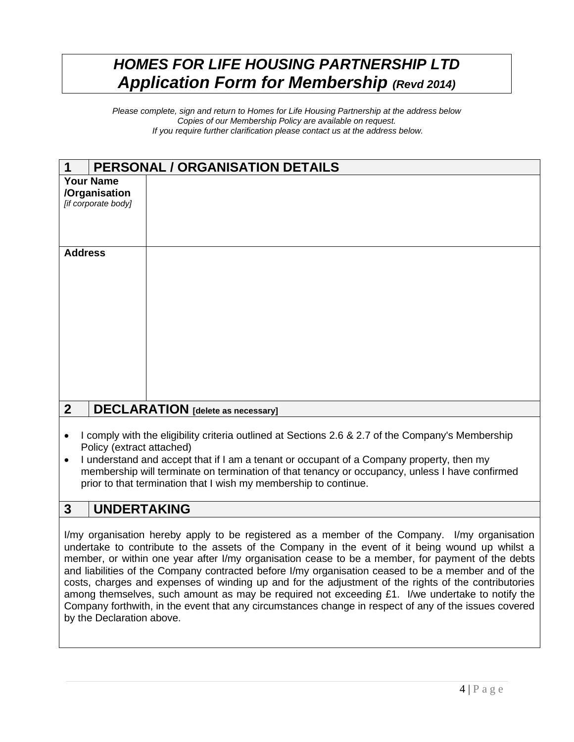# *HOMES FOR LIFE HOUSING PARTNERSHIP LTD Application Form for Membership (Revd 2014)*

*Please complete, sign and return to Homes for Life Housing Partnership at the address below*
*Copies of our Membership Policy are available on request.*
*If you require further clarification please contact us at the address below.*

| 1 | PERSONAL / ORGANISATION DETAILS |
|---|---|
| **Your Name /Organisation** *[if corporate body]* | |
| **Address** | |

## 2 DECLARATION [delete as necessary]

- I comply with the eligibility criteria outlined at Sections 2.6 & 2.7 of the Company's Membership Policy (extract attached)
- I understand and accept that if I am a tenant or occupant of a Company property, then my membership will terminate on termination of that tenancy or occupancy, unless I have confirmed prior to that termination that I wish my membership to continue.

## 3 UNDERTAKING

I/my organisation hereby apply to be registered as a member of the Company. I/my organisation undertake to contribute to the assets of the Company in the event of it being wound up whilst a member, or within one year after I/my organisation cease to be a member, for payment of the debts and liabilities of the Company contracted before I/my organisation ceased to be a member and of the costs, charges and expenses of winding up and for the adjustment of the rights of the contributories among themselves, such amount as may be required not exceeding £1. I/we undertake to notify the Company forthwith, in the event that any circumstances change in respect of any of the issues covered by the Declaration above.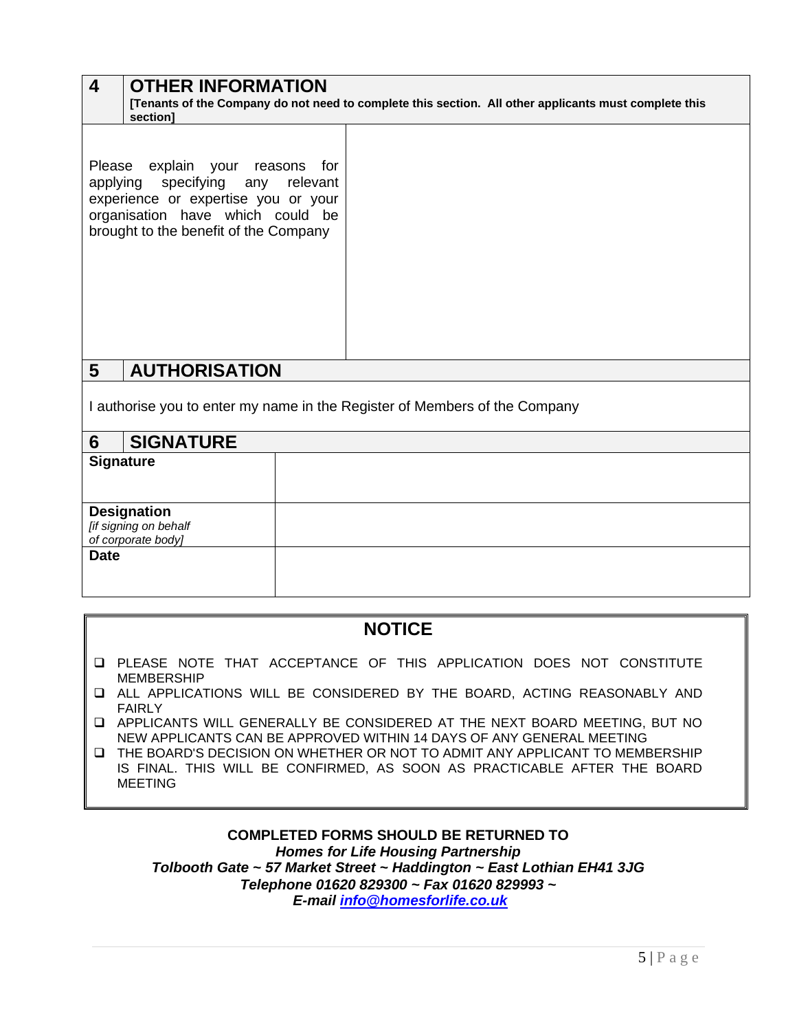## 4 OTHER INFORMATION

**[Tenants of the Company do not need to complete this section. All other applicants must complete this section]**

| Please explain your reasons for applying specifying any relevant experience or expertise you or your organisation have which could be brought to the benefit of the Company | |
|---|---|

## 5 AUTHORISATION

I authorise you to enter my name in the Register of Members of the Company

## 6 SIGNATURE

| **Signature** | |
|---|---|
| **Designation** *[if signing on behalf of corporate body]* | |
| **Date** | |

## NOTICE

- PLEASE NOTE THAT ACCEPTANCE OF THIS APPLICATION DOES NOT CONSTITUTE MEMBERSHIP
- ALL APPLICATIONS WILL BE CONSIDERED BY THE BOARD, ACTING REASONABLY AND FAIRLY
- APPLICANTS WILL GENERALLY BE CONSIDERED AT THE NEXT BOARD MEETING, BUT NO NEW APPLICANTS CAN BE APPROVED WITHIN 14 DAYS OF ANY GENERAL MEETING
- THE BOARD'S DECISION ON WHETHER OR NOT TO ADMIT ANY APPLICANT TO MEMBERSHIP IS FINAL. THIS WILL BE CONFIRMED, AS SOON AS PRACTICABLE AFTER THE BOARD MEETING

**COMPLETED FORMS SHOULD BE RETURNED TO**

***Homes for Life Housing Partnership***

***Tolbooth Gate ~ 57 Market Street ~ Haddington ~ East Lothian EH41 3JG***

***Telephone 01620 829300 ~ Fax 01620 829993 ~***

***E-mail info@homesforlife.co.uk***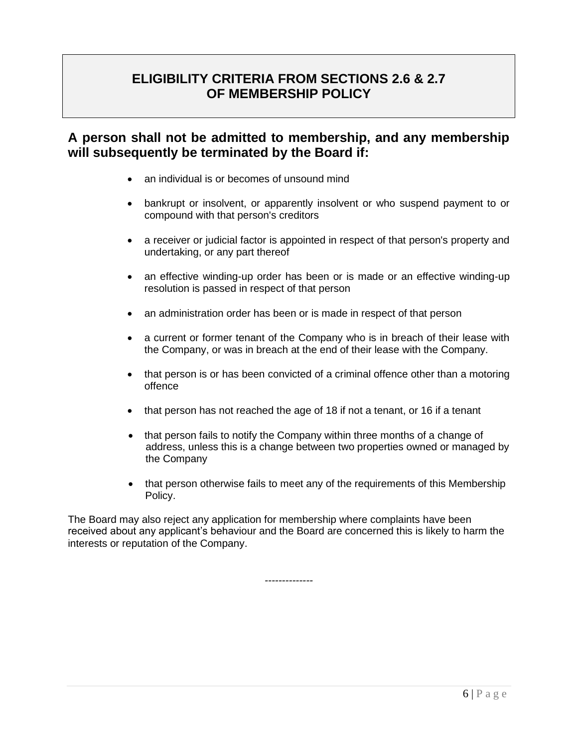## ELIGIBILITY CRITERIA FROM SECTIONS 2.6 & 2.7 OF MEMBERSHIP POLICY

### A person shall not be admitted to membership, and any membership will subsequently be terminated by the Board if:

- an individual is or becomes of unsound mind
- bankrupt or insolvent, or apparently insolvent or who suspend payment to or compound with that person's creditors
- a receiver or judicial factor is appointed in respect of that person's property and undertaking, or any part thereof
- an effective winding-up order has been or is made or an effective winding-up resolution is passed in respect of that person
- an administration order has been or is made in respect of that person
- a current or former tenant of the Company who is in breach of their lease with the Company, or was in breach at the end of their lease with the Company.
- that person is or has been convicted of a criminal offence other than a motoring offence
- that person has not reached the age of 18 if not a tenant, or 16 if a tenant
- that person fails to notify the Company within three months of a change of address, unless this is a change between two properties owned or managed by the Company
- that person otherwise fails to meet any of the requirements of this Membership Policy.

The Board may also reject any application for membership where complaints have been received about any applicant's behaviour and the Board are concerned this is likely to harm the interests or reputation of the Company.

--------------